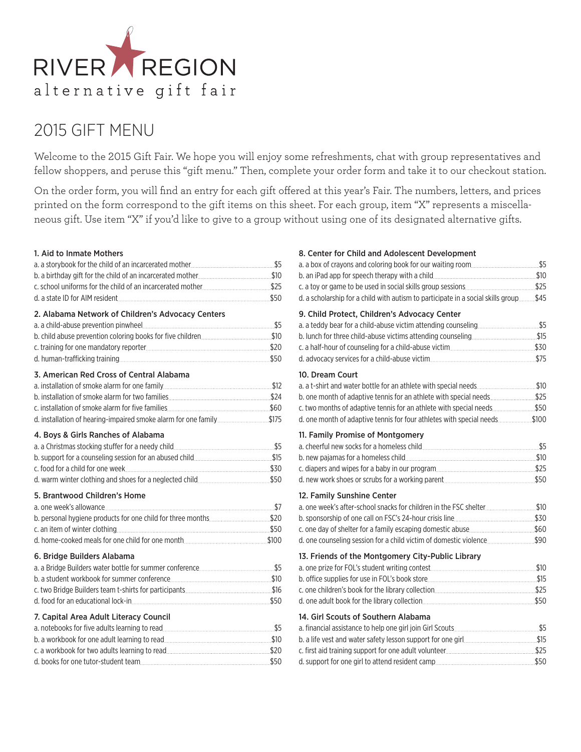# RIVER REGION alternative gift fair

## 2015 GIFT MENU

Welcome to the 2015 Gift Fair. We hope you will enjoy some refreshments, chat with group representatives and fellow shoppers, and peruse this "gift menu." Then, complete your order form and take it to our checkout station.

On the order form, you will find an entry for each gift offered at this year's Fair. The numbers, letters, and prices printed on the form correspond to the gift items on this sheet. For each group, item "X" represents a miscellaneous gift. Use item "X" if you'd like to give to a group without using one of its designated alternative gifts.

### 1. Aid to Inmate Mothers

- a. a storybook for the child of an incarcerated mother ........ $5
- b. a birthday gift for the child of an incarcerated mother ........ $10
- c. school uniforms for the child of an incarcerated mother ........ $25
- d. a state ID for AIM resident ........ $50

### 2. Alabama Network of Children's Advocacy Centers

- a. a child-abuse prevention pinwheel ........ $5
- b. child abuse prevention coloring books for five children ........ $10
- c. training for one mandatory reporter ........ $20
- d. human-trafficking training ........ $50

### 3. American Red Cross of Central Alabama

- a. installation of smoke alarm for one family ........ $12
- b. installation of smoke alarm for two families ........ $24
- c. installation of smoke alarm for five families ........ $60
- d. installation of hearing-impaired smoke alarm for one family ........ $175

### 4. Boys & Girls Ranches of Alabama

- a. a Christmas stocking stuffer for a needy child ........ $5
- b. support for a counseling session for an abused child ........ $15
- c. food for a child for one week ........ $30
- d. warm winter clothing and shoes for a neglected child ........ $50

### 5. Brantwood Children's Home

- a. one week's allowance ........ $7
- b. personal hygiene products for one child for three months ........ $20
- c. an item of winter clothing ........ $50
- d. home-cooked meals for one child for one month ........ $100

### 6. Bridge Builders Alabama

- a. a Bridge Builders water bottle for summer conference ........ $5
- b. a student workbook for summer conference ........ $10
- c. two Bridge Builders team t-shirts for participants ........ $16
- d. food for an educational lock-in ........ $50

### 7. Capital Area Adult Literacy Council

- a. notebooks for five adults learning to read ........ $5
- b. a workbook for one adult learning to read ........ $10
- c. a workbook for two adults learning to read ........ $20
- d. books for one tutor-student team ........ $50

### 8. Center for Child and Adolescent Development

- a. a box of crayons and coloring book for our waiting room ........ $5
- b. an iPad app for speech therapy with a child ........ $10
- c. a toy or game to be used in social skills group sessions ........ $25
- d. a scholarship for a child with autism to participate in a social skills group ........ $45

### 9. Child Protect, Children's Advocacy Center

- a. a teddy bear for a child-abuse victim attending counseling ........ $5
- b. lunch for three child-abuse victims attending counseling ........ $15
- c. a half-hour of counseling for a child-abuse victim ........ $30
- d. advocacy services for a child-abuse victim ........ $75

### 10. Dream Court

- a. a t-shirt and water bottle for an athlete with special needs ........ $10
- b. one month of adaptive tennis for an athlete with special needs ........ $25
- c. two months of adaptive tennis for an athlete with special needs ........ $50
- d. one month of adaptive tennis for four athletes with special needs ........ $100

### 11. Family Promise of Montgomery

- a. cheerful new socks for a homeless child ........ $5
- b. new pajamas for a homeless child ........ $10
- c. diapers and wipes for a baby in our program ........ $25
- d. new work shoes or scrubs for a working parent ........ $50

### 12. Family Sunshine Center

- a. one week's after-school snacks for children in the FSC shelter ........ $10
- b. sponsorship of one call on FSC's 24-hour crisis line ........ $30
- c. one day of shelter for a family escaping domestic abuse ........ $60
- d. one counseling session for a child victim of domestic violence ........ $90

### 13. Friends of the Montgomery City-Public Library

- a. one prize for FOL's student writing contest ........ $10
- b. office supplies for use in FOL's book store ........ $15
- c. one children's book for the library collection ........ $25
- d. one adult book for the library collection ........ $50

### 14. Girl Scouts of Southern Alabama

- a. financial assistance to help one girl join Girl Scouts ........ $5
- b. a life vest and water safety lesson support for one girl ........ $15
- c. first aid training support for one adult volunteer ........ $25
- d. support for one girl to attend resident camp ........ $50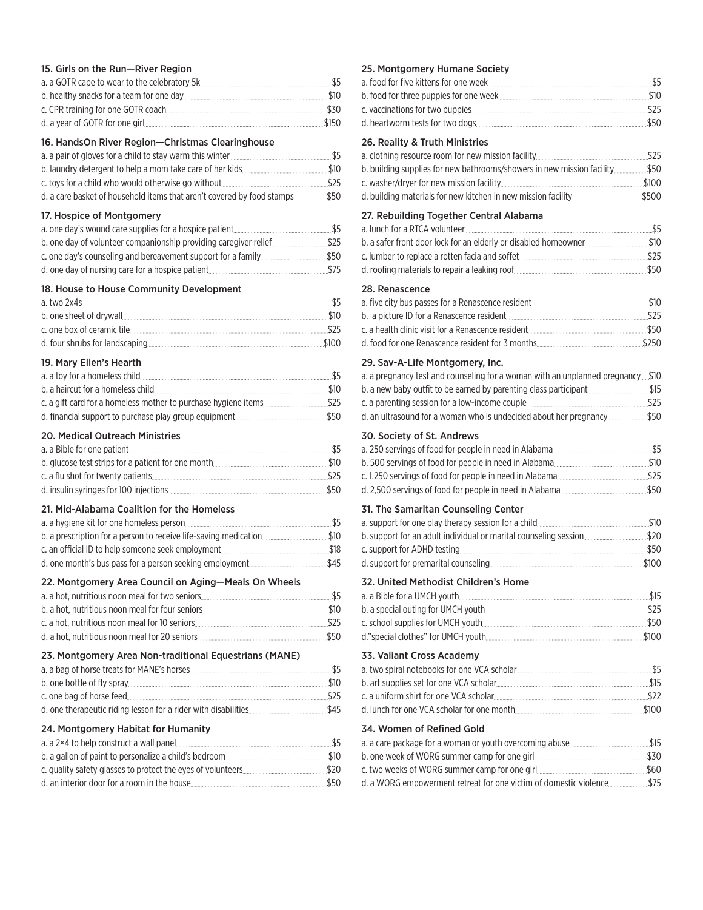### 15. Girls on the Run—River Region

a. a GOTR cape to wear to the celebratory 5k ........ $5
b. healthy snacks for a team for one day ........ $10
c. CPR training for one GOTR coach ........ $30
d. a year of GOTR for one girl ........ $150

### 16. HandsOn River Region—Christmas Clearinghouse

a. a pair of gloves for a child to stay warm this winter ........ $5
b. laundry detergent to help a mom take care of her kids ........ $10
c. toys for a child who would otherwise go without ........ $25
d. a care basket of household items that aren't covered by food stamps ........ $50

### 17. Hospice of Montgomery

a. one day's wound care supplies for a hospice patient ........ $5
b. one day of volunteer companionship providing caregiver relief ........ $25
c. one day's counseling and bereavement support for a family ........ $50
d. one day of nursing care for a hospice patient ........ $75

### 18. House to House Community Development

a. two 2x4s ........ $5
b. one sheet of drywall ........ $10
c. one box of ceramic tile ........ $25
d. four shrubs for landscaping ........ $100

### 19. Mary Ellen's Hearth

a. a toy for a homeless child ........ $5
b. a haircut for a homeless child ........ $10
c. a gift card for a homeless mother to purchase hygiene items ........ $25
d. financial support to purchase play group equipment ........ $50

### 20. Medical Outreach Ministries

a. a Bible for one patient ........ $5
b. glucose test strips for a patient for one month ........ $10
c. a flu shot for twenty patients ........ $25
d. insulin syringes for 100 injections ........ $50

### 21. Mid-Alabama Coalition for the Homeless

a. a hygiene kit for one homeless person ........ $5
b. a prescription for a person to receive life-saving medication ........ $10
c. an official ID to help someone seek employment ........ $18
d. one month's bus pass for a person seeking employment ........ $45

### 22. Montgomery Area Council on Aging—Meals On Wheels

a. a hot, nutritious noon meal for two seniors ........ $5
b. a hot, nutritious noon meal for four seniors ........ $10
c. a hot, nutritious noon meal for 10 seniors ........ $25
d. a hot, nutritious noon meal for 20 seniors ........ $50

### 23. Montgomery Area Non-traditional Equestrians (MANE)

a. a bag of horse treats for MANE's horses ........ $5
b. one bottle of fly spray ........ $10
c. one bag of horse feed ........ $25
d. one therapeutic riding lesson for a rider with disabilities ........ $45

### 24. Montgomery Habitat for Humanity

a. a 2×4 to help construct a wall panel ........ $5
b. a gallon of paint to personalize a child's bedroom ........ $10
c. quality safety glasses to protect the eyes of volunteers ........ $20
d. an interior door for a room in the house ........ $50

### 25. Montgomery Humane Society

a. food for five kittens for one week ........ $5
b. food for three puppies for one week ........ $10
c. vaccinations for two puppies ........ $25
d. heartworm tests for two dogs ........ $50

### 26. Reality & Truth Ministries

a. clothing resource room for new mission facility ........ $25
b. building supplies for new bathrooms/showers in new mission facility ........ $50
c. washer/dryer for new mission facility ........ $100
d. building materials for new kitchen in new mission facility ........ $500

### 27. Rebuilding Together Central Alabama

a. lunch for a RTCA volunteer ........ $5
b. a safer front door lock for an elderly or disabled homeowner ........ $10
c. lumber to replace a rotten facia and soffet ........ $25
d. roofing materials to repair a leaking roof ........ $50

### 28. Renascence

a. five city bus passes for a Renascence resident ........ $10
b. a picture ID for a Renascence resident ........ $25
c. a health clinic visit for a Renascence resident ........ $50
d. food for one Renascence resident for 3 months ........ $250

### 29. Sav-A-Life Montgomery, Inc.

a. a pregnancy test and counseling for a woman with an unplanned pregnancy ........ $10
b. a new baby outfit to be earned by parenting class participant ........ $15
c. a parenting session for a low-income couple ........ $25
d. an ultrasound for a woman who is undecided about her pregnancy ........ $50

### 30. Society of St. Andrews

a. 250 servings of food for people in need in Alabama ........ $5
b. 500 servings of food for people in need in Alabama ........ $10
c. 1,250 servings of food for people in need in Alabama ........ $25
d. 2,500 servings of food for people in need in Alabama ........ $50

### 31. The Samaritan Counseling Center

a. support for one play therapy session for a child ........ $10
b. support for an adult individual or marital counseling session ........ $20
c. support for ADHD testing ........ $50
d. support for premarital counseling ........ $100

### 32. United Methodist Children's Home

a. a Bible for a UMCH youth ........ $15
b. a special outing for UMCH youth ........ $25
c. school supplies for UMCH youth ........ $50
d."special clothes" for UMCH youth ........ $100

### 33. Valiant Cross Academy

a. two spiral notebooks for one VCA scholar ........ $5
b. art supplies set for one VCA scholar ........ $15
c. a uniform shirt for one VCA scholar ........ $22
d. lunch for one VCA scholar for one month ........ $100

### 34. Women of Refined Gold

a. a care package for a woman or youth overcoming abuse ........ $15
b. one week of WORG summer camp for one girl ........ $30
c. two weeks of WORG summer camp for one girl ........ $60
d. a WORG empowerment retreat for one victim of domestic violence ........ $75